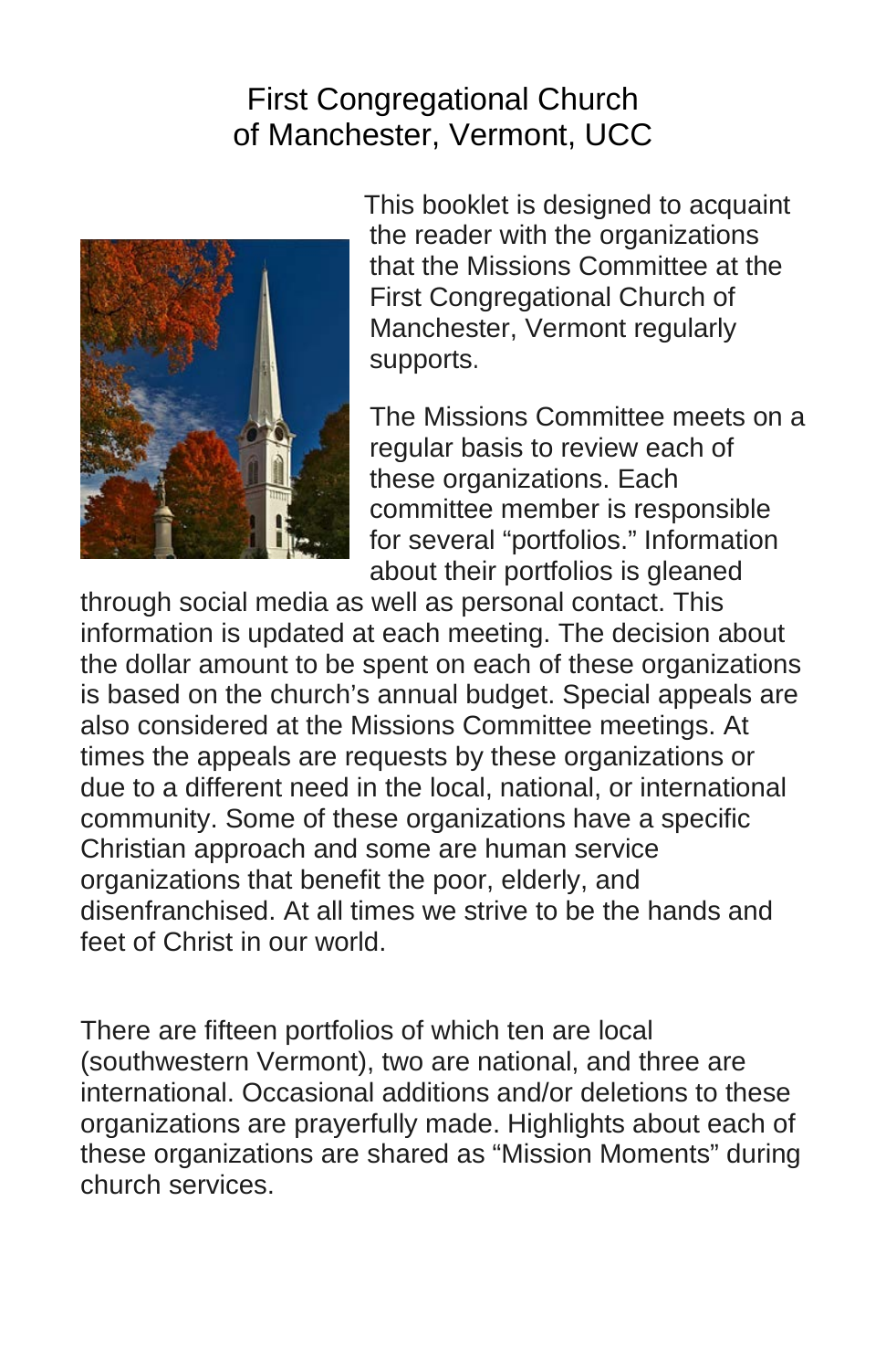# First Congregational Church of Manchester, Vermont, UCC

This booklet is designed to acquaint the reader with the organizations that the Missions Committee at the First Congregational Church of Manchester, Vermont regularly supports.

The Missions Committee meets on a regular basis to review each of these organizations. Each committee member is responsible for several "portfolios." Information about their portfolios is gleaned through social media as well as personal contact. This information is updated at each meeting. The decision about the dollar amount to be spent on each of these organizations is based on the church's annual budget. Special appeals are also considered at the Missions Committee meetings. At times the appeals are requests by these organizations or due to a different need in the local, national, or international community. Some of these organizations have a specific Christian approach and some are human service organizations that benefit the poor, elderly, and disenfranchised. At all times we strive to be the hands and feet of Christ in our world.

There are fifteen portfolios of which ten are local (southwestern Vermont), two are national, and three are international. Occasional additions and/or deletions to these organizations are prayerfully made. Highlights about each of these organizations are shared as "Mission Moments" during church services.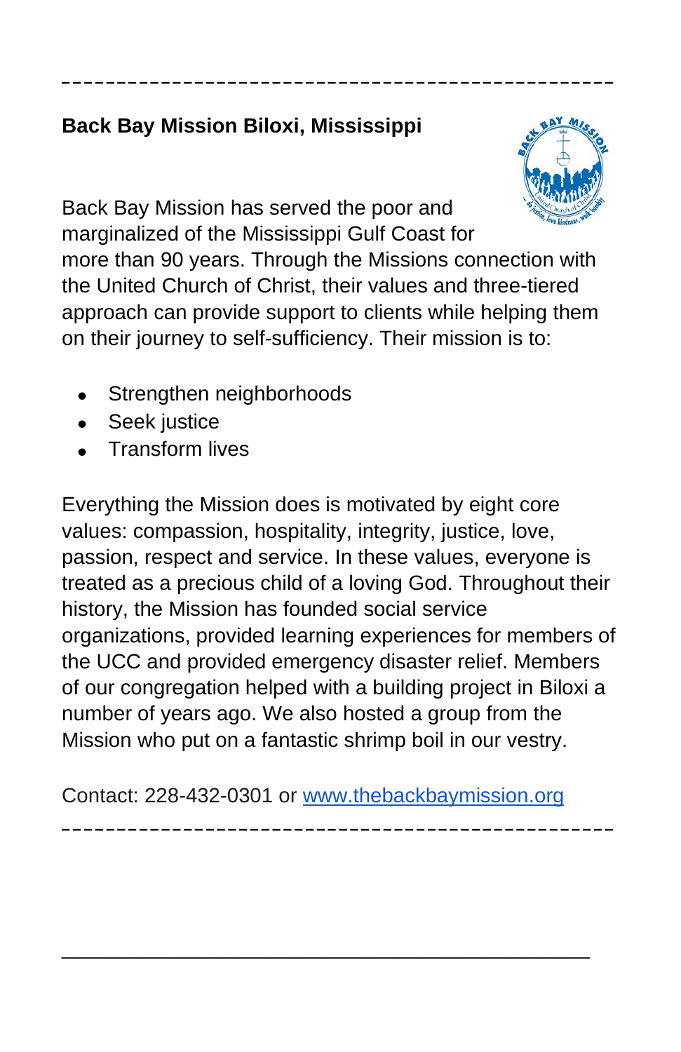---

**Back Bay Mission Biloxi, Mississippi**

Back Bay Mission has served the poor and marginalized of the Mississippi Gulf Coast for more than 90 years. Through the Missions connection with the United Church of Christ, their values and three-tiered approach can provide support to clients while helping them on their journey to self-sufficiency. Their mission is to:

- Strengthen neighborhoods
- Seek justice
- Transform lives

Everything the Mission does is motivated by eight core values: compassion, hospitality, integrity, justice, love, passion, respect and service. In these values, everyone is treated as a precious child of a loving God. Throughout their history, the Mission has founded social service organizations, provided learning experiences for members of the UCC and provided emergency disaster relief. Members of our congregation helped with a building project in Biloxi a number of years ago. We also hosted a group from the Mission who put on a fantastic shrimp boil in our vestry.

Contact: 228-432-0301 or [www.thebackbaymission.org](http://www.thebackbaymission.org)

---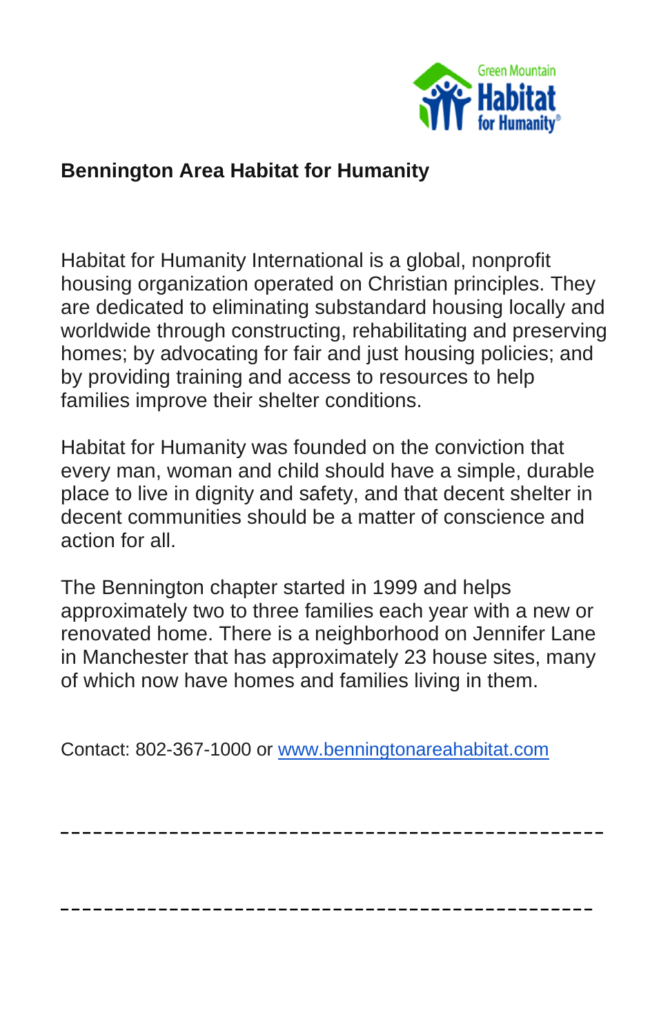## Bennington Area Habitat for Humanity

Habitat for Humanity International is a global, nonprofit housing organization operated on Christian principles. They are dedicated to eliminating substandard housing locally and worldwide through constructing, rehabilitating and preserving homes; by advocating for fair and just housing policies; and by providing training and access to resources to help families improve their shelter conditions.

Habitat for Humanity was founded on the conviction that every man, woman and child should have a simple, durable place to live in dignity and safety, and that decent shelter in decent communities should be a matter of conscience and action for all.

The Bennington chapter started in 1999 and helps approximately two to three families each year with a new or renovated home. There is a neighborhood on Jennifer Lane in Manchester that has approximately 23 house sites, many of which now have homes and families living in them.

Contact: 802-367-1000 or [www.benningtonareahabitat.com](http://www.benningtonareahabitat.com)

---

---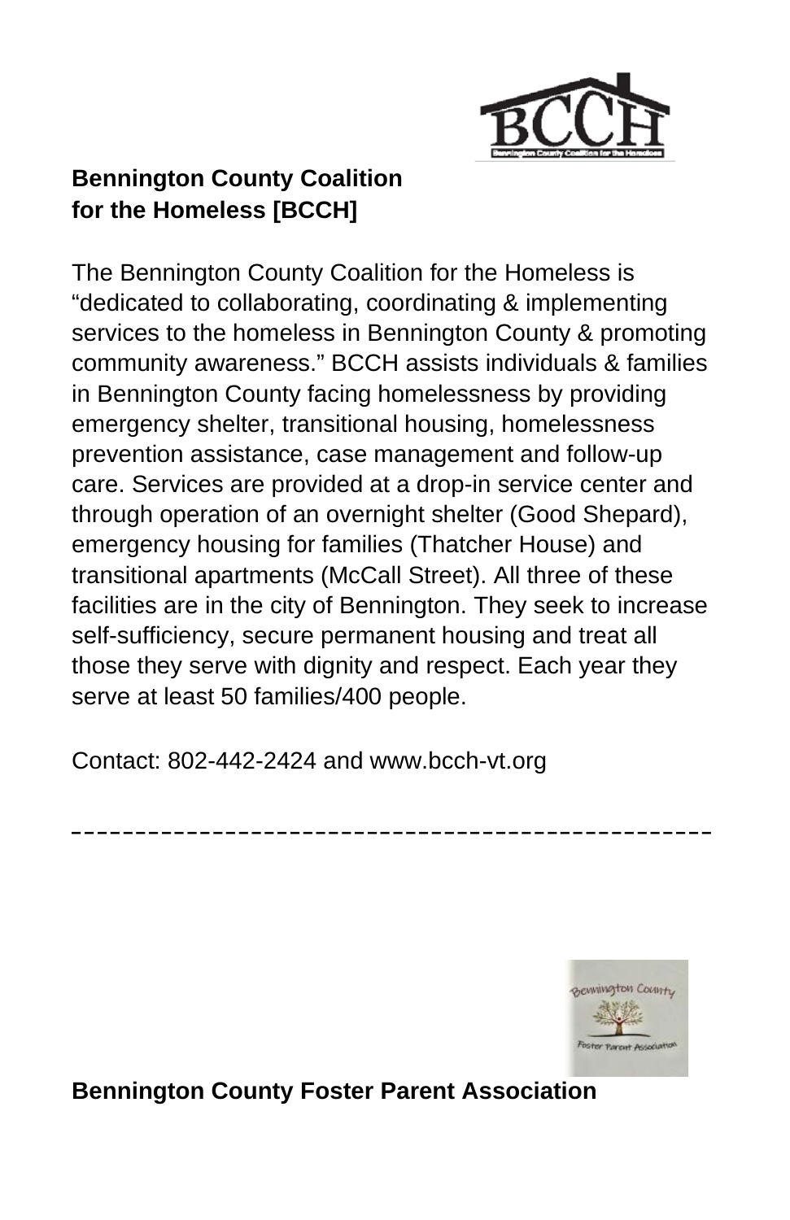**Bennington County Coalition for the Homeless [BCCH]**

The Bennington County Coalition for the Homeless is "dedicated to collaborating, coordinating & implementing services to the homeless in Bennington County & promoting community awareness." BCCH assists individuals & families in Bennington County facing homelessness by providing emergency shelter, transitional housing, homelessness prevention assistance, case management and follow-up care. Services are provided at a drop-in service center and through operation of an overnight shelter (Good Shepard), emergency housing for families (Thatcher House) and transitional apartments (McCall Street). All three of these facilities are in the city of Bennington. They seek to increase self-sufficiency, secure permanent housing and treat all those they serve with dignity and respect. Each year they serve at least 50 families/400 people.

Contact: 802-442-2424 and www.bcch-vt.org

---

**Bennington County Foster Parent Association**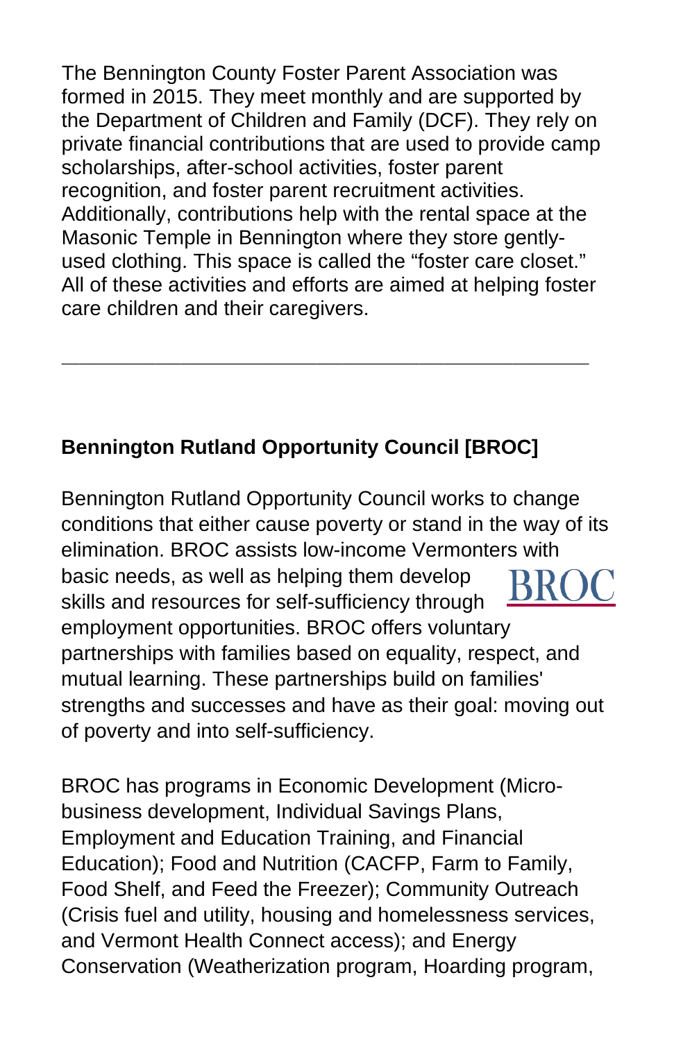The Bennington County Foster Parent Association was formed in 2015. They meet monthly and are supported by the Department of Children and Family (DCF). They rely on private financial contributions that are used to provide camp scholarships, after-school activities, foster parent recognition, and foster parent recruitment activities. Additionally, contributions help with the rental space at the Masonic Temple in Bennington where they store gently-used clothing. This space is called the "foster care closet." All of these activities and efforts are aimed at helping foster care children and their caregivers.

---

**Bennington Rutland Opportunity Council [BROC]**

Bennington Rutland Opportunity Council works to change conditions that either cause poverty or stand in the way of its elimination. BROC assists low-income Vermonters with basic needs, as well as helping them develop skills and resources for self-sufficiency through employment opportunities. BROC offers voluntary partnerships with families based on equality, respect, and mutual learning. These partnerships build on families' strengths and successes and have as their goal: moving out of poverty and into self-sufficiency.

BROC has programs in Economic Development (Micro-business development, Individual Savings Plans, Employment and Education Training, and Financial Education); Food and Nutrition (CACFP, Farm to Family, Food Shelf, and Feed the Freezer); Community Outreach (Crisis fuel and utility, housing and homelessness services, and Vermont Health Connect access); and Energy Conservation (Weatherization program, Hoarding program,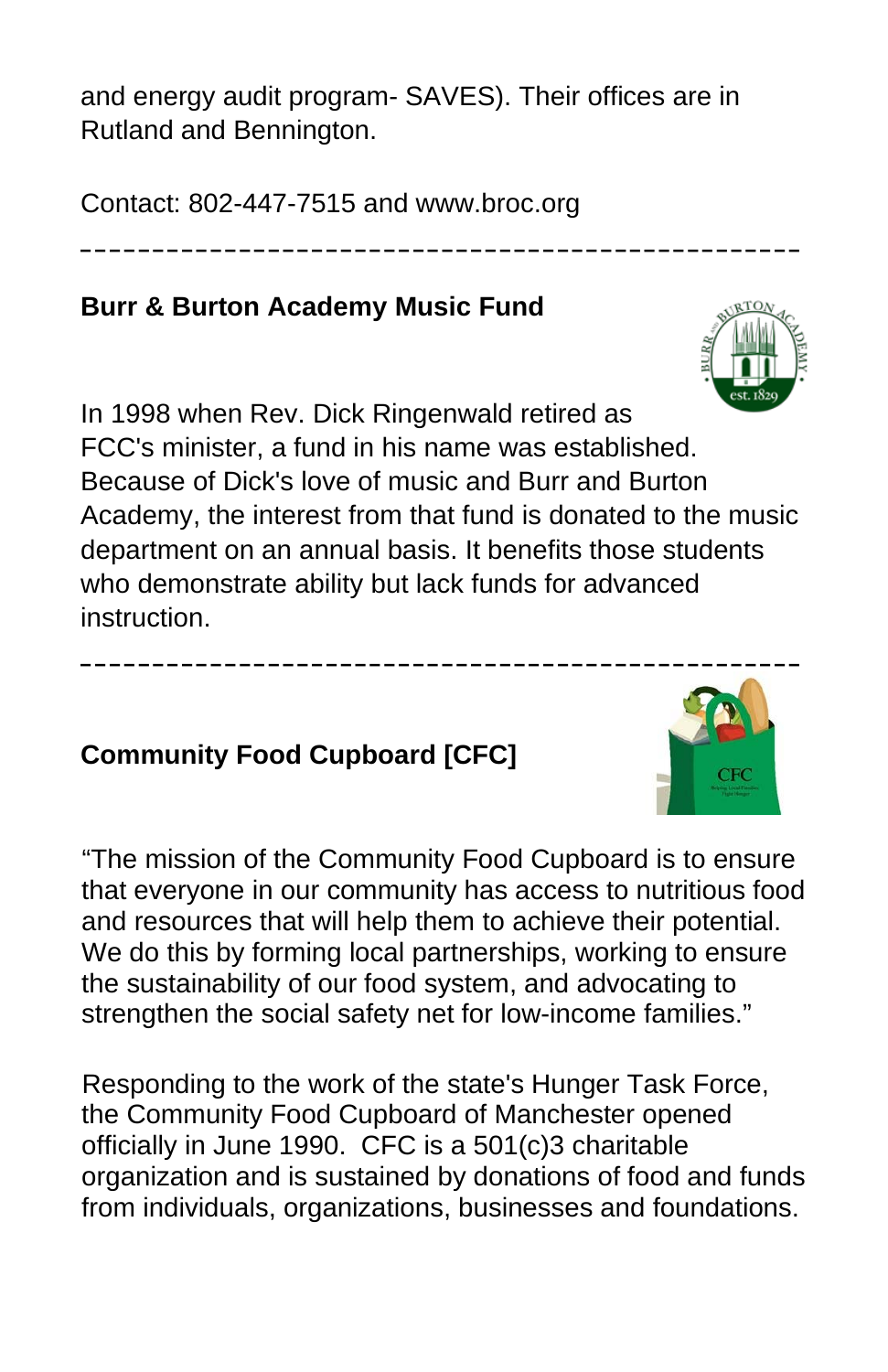and energy audit program- SAVES). Their offices are in Rutland and Bennington.

Contact: 802-447-7515 and www.broc.org

---

**Burr & Burton Academy Music Fund**

In 1998 when Rev. Dick Ringenwald retired as FCC's minister, a fund in his name was established. Because of Dick's love of music and Burr and Burton Academy, the interest from that fund is donated to the music department on an annual basis. It benefits those students who demonstrate ability but lack funds for advanced instruction.

---

**Community Food Cupboard [CFC]**

"The mission of the Community Food Cupboard is to ensure that everyone in our community has access to nutritious food and resources that will help them to achieve their potential. We do this by forming local partnerships, working to ensure the sustainability of our food system, and advocating to strengthen the social safety net for low-income families."

Responding to the work of the state's Hunger Task Force, the Community Food Cupboard of Manchester opened officially in June 1990. CFC is a 501(c)3 charitable organization and is sustained by donations of food and funds from individuals, organizations, businesses and foundations.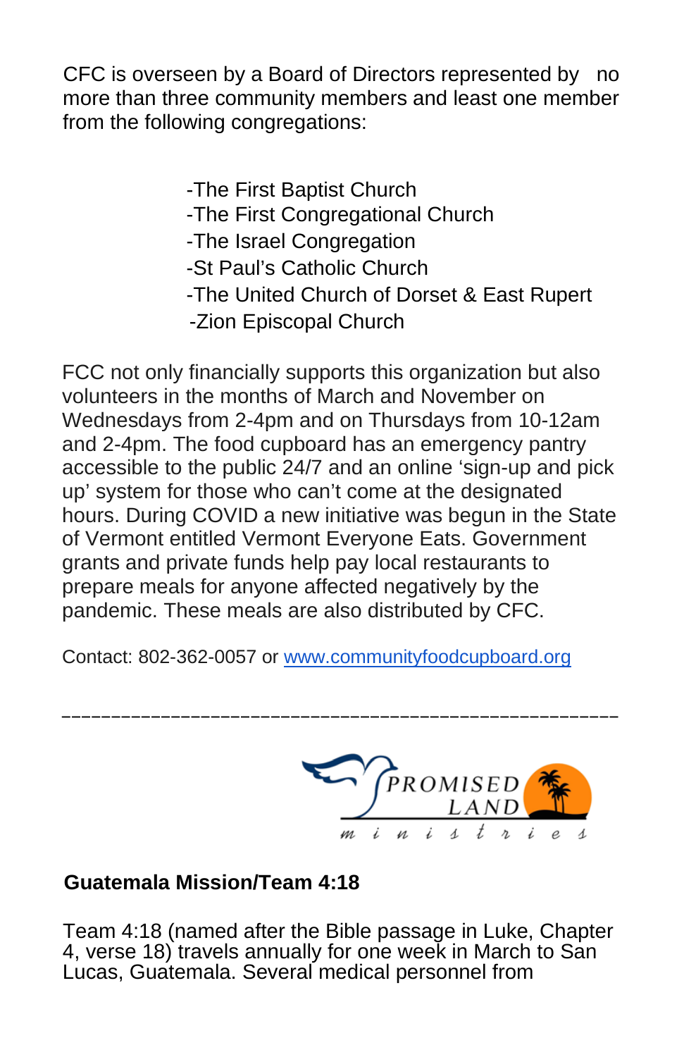CFC is overseen by a Board of Directors represented by no more than three community members and least one member from the following congregations:

- -The First Baptist Church
- -The First Congregational Church
- -The Israel Congregation
- -St Paul's Catholic Church
- -The United Church of Dorset & East Rupert
- -Zion Episcopal Church

FCC not only financially supports this organization but also volunteers in the months of March and November on Wednesdays from 2-4pm and on Thursdays from 10-12am and 2-4pm. The food cupboard has an emergency pantry accessible to the public 24/7 and an online 'sign-up and pick up' system for those who can't come at the designated hours. During COVID a new initiative was begun in the State of Vermont entitled Vermont Everyone Eats. Government grants and private funds help pay local restaurants to prepare meals for anyone affected negatively by the pandemic. These meals are also distributed by CFC.

Contact: 802-362-0057 or [www.communityfoodcupboard.org](http://www.communityfoodcupboard.org)

---

PROMISED LAND ministries

**Guatemala Mission/Team 4:18**

Team 4:18 (named after the Bible passage in Luke, Chapter 4, verse 18) travels annually for one week in March to San Lucas, Guatemala. Several medical personnel from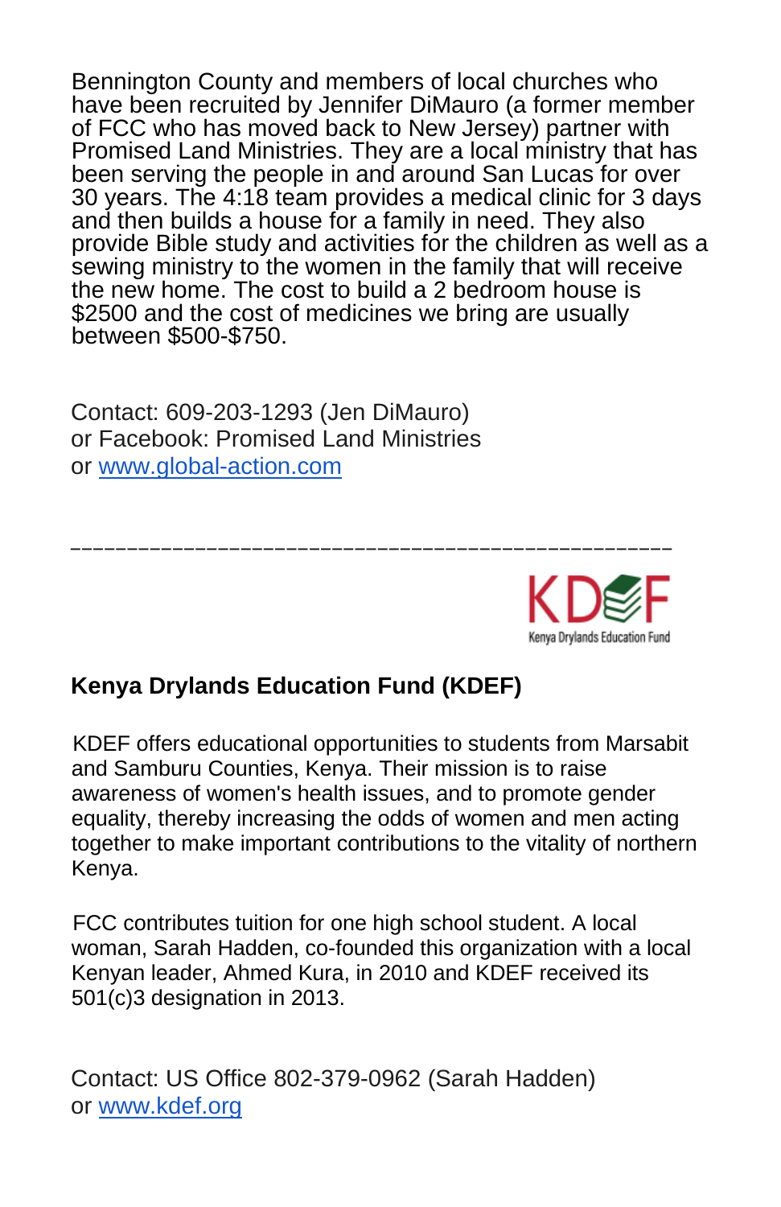Bennington County and members of local churches who have been recruited by Jennifer DiMauro (a former member of FCC who has moved back to New Jersey) partner with Promised Land Ministries. They are a local ministry that has been serving the people in and around San Lucas for over 30 years. The 4:18 team provides a medical clinic for 3 days and then builds a house for a family in need. They also provide Bible study and activities for the children as well as a sewing ministry to the women in the family that will receive the new home. The cost to build a 2 bedroom house is $2500 and the cost of medicines we bring are usually between $500-$750.

Contact: 609-203-1293 (Jen DiMauro)
or Facebook: Promised Land Ministries
or [www.global-action.com](http://www.global-action.com)

---

KDEF
Kenya Drylands Education Fund

## Kenya Drylands Education Fund (KDEF)

KDEF offers educational opportunities to students from Marsabit and Samburu Counties, Kenya. Their mission is to raise awareness of women's health issues, and to promote gender equality, thereby increasing the odds of women and men acting together to make important contributions to the vitality of northern Kenya.

FCC contributes tuition for one high school student. A local woman, Sarah Hadden, co-founded this organization with a local Kenyan leader, Ahmed Kura, in 2010 and KDEF received its 501(c)3 designation in 2013.

Contact: US Office 802-379-0962 (Sarah Hadden)
or [www.kdef.org](http://www.kdef.org)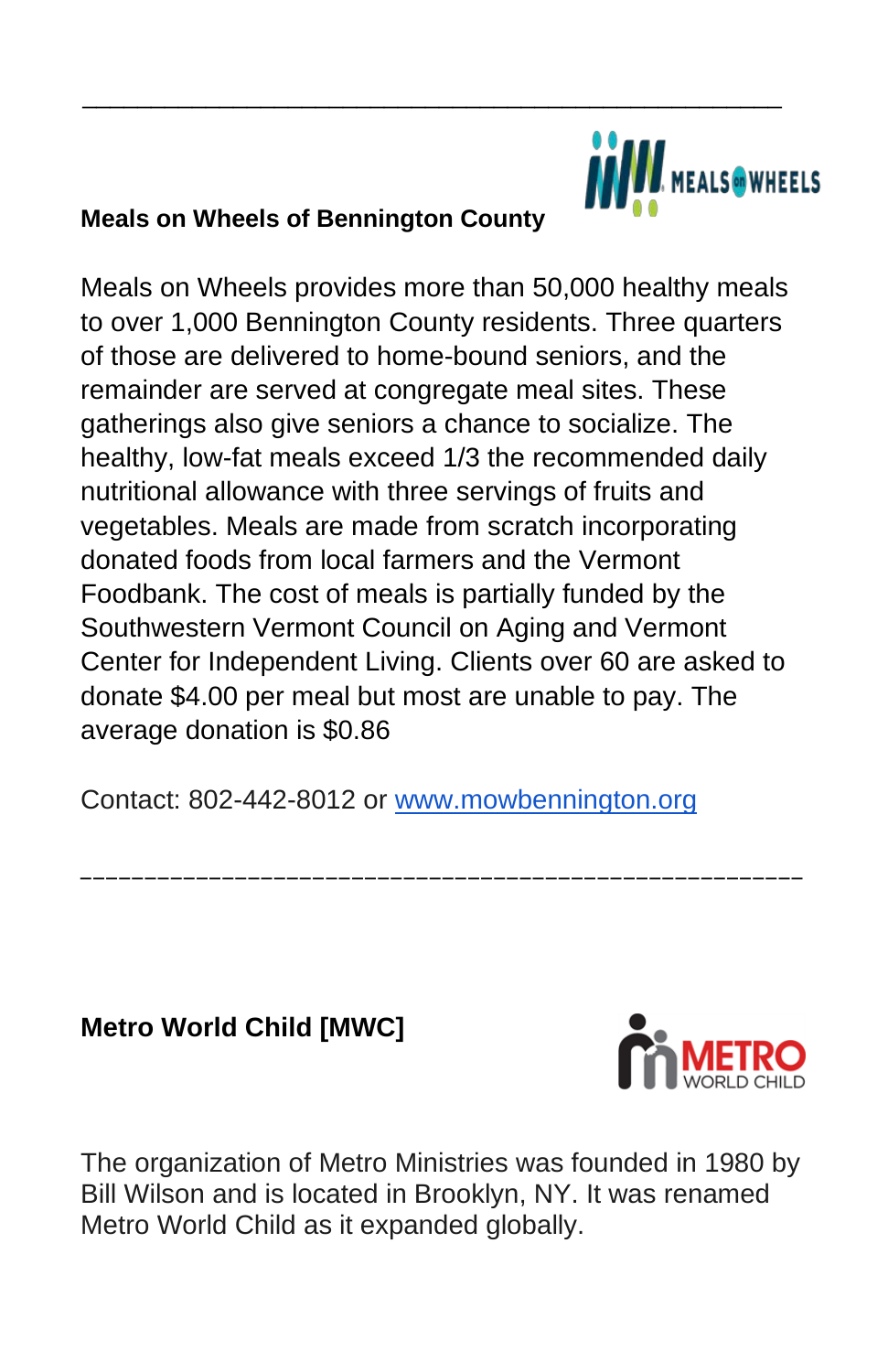---

**Meals on Wheels of Bennington County**

Meals on Wheels provides more than 50,000 healthy meals to over 1,000 Bennington County residents. Three quarters of those are delivered to home-bound seniors, and the remainder are served at congregate meal sites. These gatherings also give seniors a chance to socialize. The healthy, low-fat meals exceed 1/3 the recommended daily nutritional allowance with three servings of fruits and vegetables. Meals are made from scratch incorporating donated foods from local farmers and the Vermont Foodbank. The cost of meals is partially funded by the Southwestern Vermont Council on Aging and Vermont Center for Independent Living. Clients over 60 are asked to donate $4.00 per meal but most are unable to pay. The average donation is $0.86

Contact: 802-442-8012 or [www.mowbennington.org](http://www.mowbennington.org)

---

**Metro World Child [MWC]**

The organization of Metro Ministries was founded in 1980 by Bill Wilson and is located in Brooklyn, NY. It was renamed Metro World Child as it expanded globally.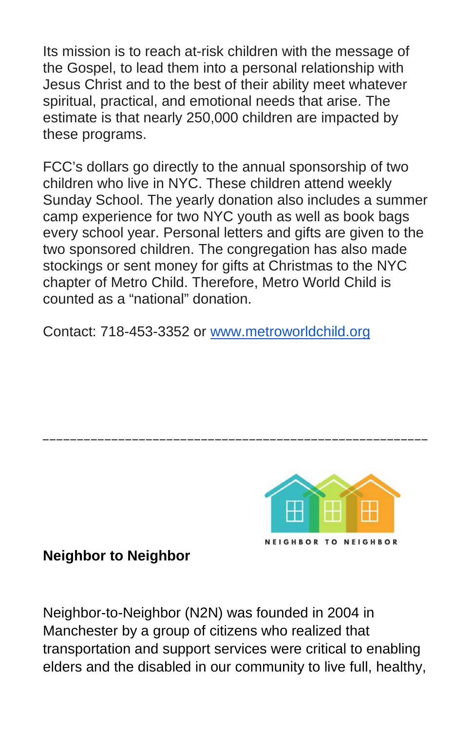Its mission is to reach at-risk children with the message of the Gospel, to lead them into a personal relationship with Jesus Christ and to the best of their ability meet whatever spiritual, practical, and emotional needs that arise. The estimate is that nearly 250,000 children are impacted by these programs.

FCC's dollars go directly to the annual sponsorship of two children who live in NYC. These children attend weekly Sunday School. The yearly donation also includes a summer camp experience for two NYC youth as well as book bags every school year. Personal letters and gifts are given to the two sponsored children. The congregation has also made stockings or sent money for gifts at Christmas to the NYC chapter of Metro Child. Therefore, Metro World Child is counted as a "national" donation.

Contact: 718-453-3352 or [www.metroworldchild.org](http://www.metroworldchild.org)

---

NEIGHBOR TO NEIGHBOR

**Neighbor to Neighbor**

Neighbor-to-Neighbor (N2N) was founded in 2004 in Manchester by a group of citizens who realized that transportation and support services were critical to enabling elders and the disabled in our community to live full, healthy,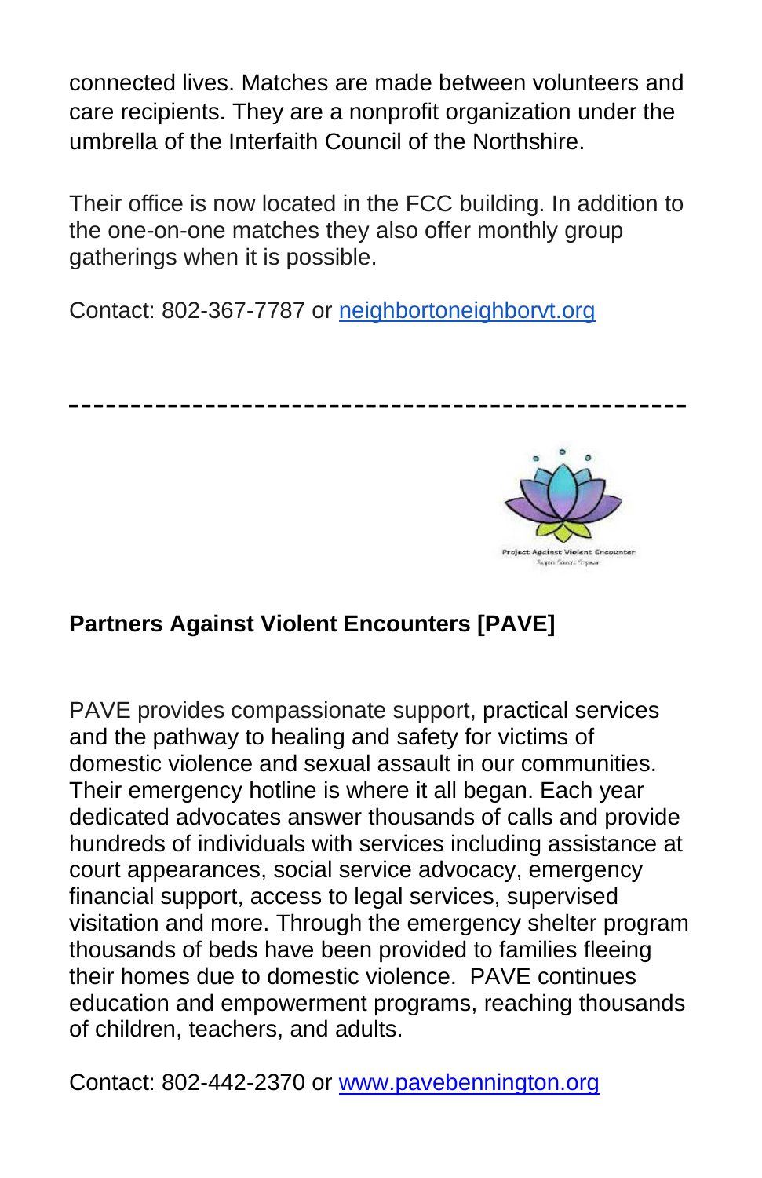connected lives. Matches are made between volunteers and care recipients. They are a nonprofit organization under the umbrella of the Interfaith Council of the Northshire.

Their office is now located in the FCC building. In addition to the one-on-one matches they also offer monthly group gatherings when it is possible.

Contact: 802-367-7787 or neighbortoneighborvt.org

---

**Partners Against Violent Encounters [PAVE]**

PAVE provides compassionate support, practical services and the pathway to healing and safety for victims of domestic violence and sexual assault in our communities. Their emergency hotline is where it all began. Each year dedicated advocates answer thousands of calls and provide hundreds of individuals with services including assistance at court appearances, social service advocacy, emergency financial support, access to legal services, supervised visitation and more. Through the emergency shelter program thousands of beds have been provided to families fleeing their homes due to domestic violence. PAVE continues education and empowerment programs, reaching thousands of children, teachers, and adults.

Contact: 802-442-2370 or www.pavebennington.org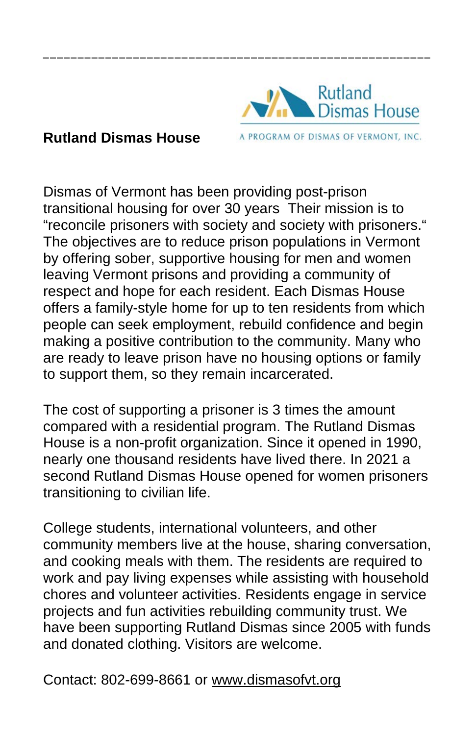---

**Rutland Dismas House**

Rutland Dismas House

A PROGRAM OF DISMAS OF VERMONT, INC.

Dismas of Vermont has been providing post-prison transitional housing for over 30 years  Their mission is to "reconcile prisoners with society and society with prisoners." The objectives are to reduce prison populations in Vermont by offering sober, supportive housing for men and women leaving Vermont prisons and providing a community of respect and hope for each resident. Each Dismas House offers a family-style home for up to ten residents from which people can seek employment, rebuild confidence and begin making a positive contribution to the community. Many who are ready to leave prison have no housing options or family to support them, so they remain incarcerated.

The cost of supporting a prisoner is 3 times the amount compared with a residential program. The Rutland Dismas House is a non-profit organization. Since it opened in 1990, nearly one thousand residents have lived there. In 2021 a second Rutland Dismas House opened for women prisoners transitioning to civilian life.

College students, international volunteers, and other community members live at the house, sharing conversation, and cooking meals with them. The residents are required to work and pay living expenses while assisting with household chores and volunteer activities. Residents engage in service projects and fun activities rebuilding community trust. We have been supporting Rutland Dismas since 2005 with funds and donated clothing. Visitors are welcome.

Contact: 802-699-8661 or www.dismasofvt.org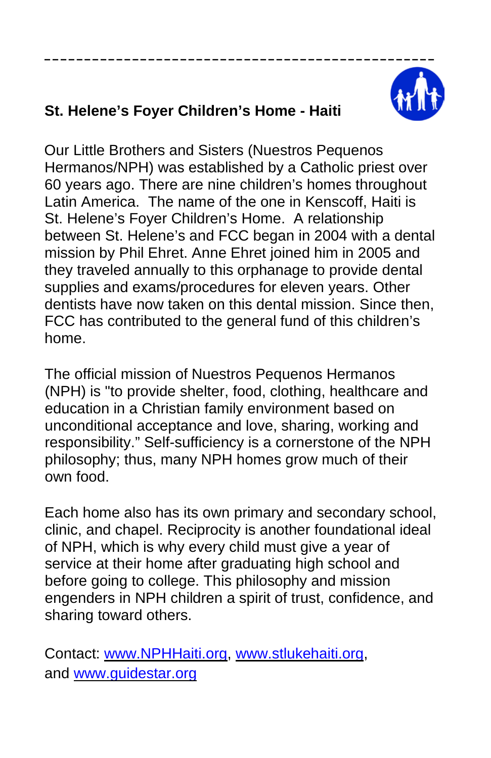**St. Helene's Foyer Children's Home - Haiti**

Our Little Brothers and Sisters (Nuestros Pequenos Hermanos/NPH) was established by a Catholic priest over 60 years ago. There are nine children's homes throughout Latin America. The name of the one in Kenscoff, Haiti is St. Helene's Foyer Children's Home. A relationship between St. Helene's and FCC began in 2004 with a dental mission by Phil Ehret. Anne Ehret joined him in 2005 and they traveled annually to this orphanage to provide dental supplies and exams/procedures for eleven years. Other dentists have now taken on this dental mission. Since then, FCC has contributed to the general fund of this children's home.

The official mission of Nuestros Pequenos Hermanos (NPH) is "to provide shelter, food, clothing, healthcare and education in a Christian family environment based on unconditional acceptance and love, sharing, working and responsibility." Self-sufficiency is a cornerstone of the NPH philosophy; thus, many NPH homes grow much of their own food.

Each home also has its own primary and secondary school, clinic, and chapel. Reciprocity is another foundational ideal of NPH, which is why every child must give a year of service at their home after graduating high school and before going to college. This philosophy and mission engenders in NPH children a spirit of trust, confidence, and sharing toward others.

Contact: www.NPHHaiti.org, www.stlukehaiti.org, and www.guidestar.org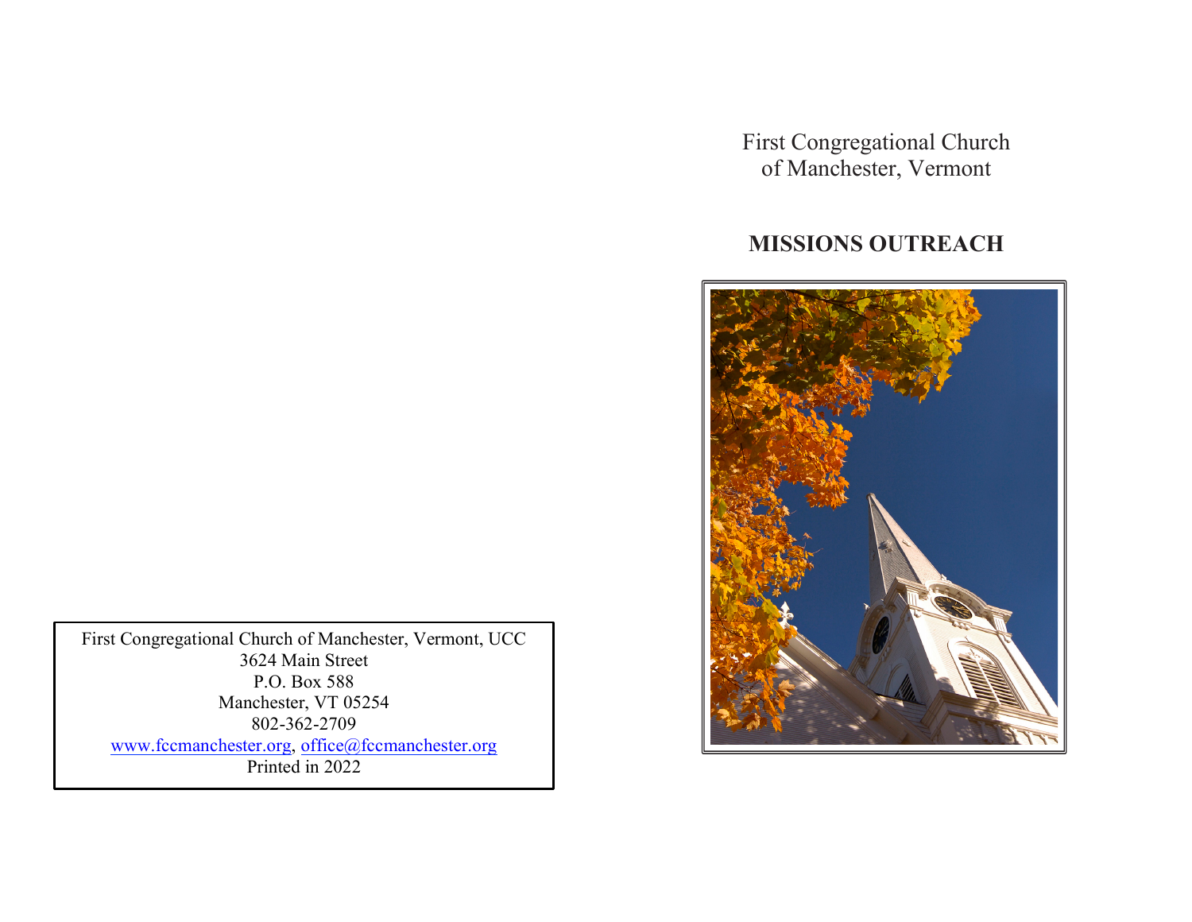First Congregational Church of Manchester, Vermont, UCC
3624 Main Street
P.O. Box 588
Manchester, VT 05254
802-362-2709
www.fccmanchester.org, office@fccmanchester.org
Printed in 2022

First Congregational Church
of Manchester, Vermont

# MISSIONS OUTREACH